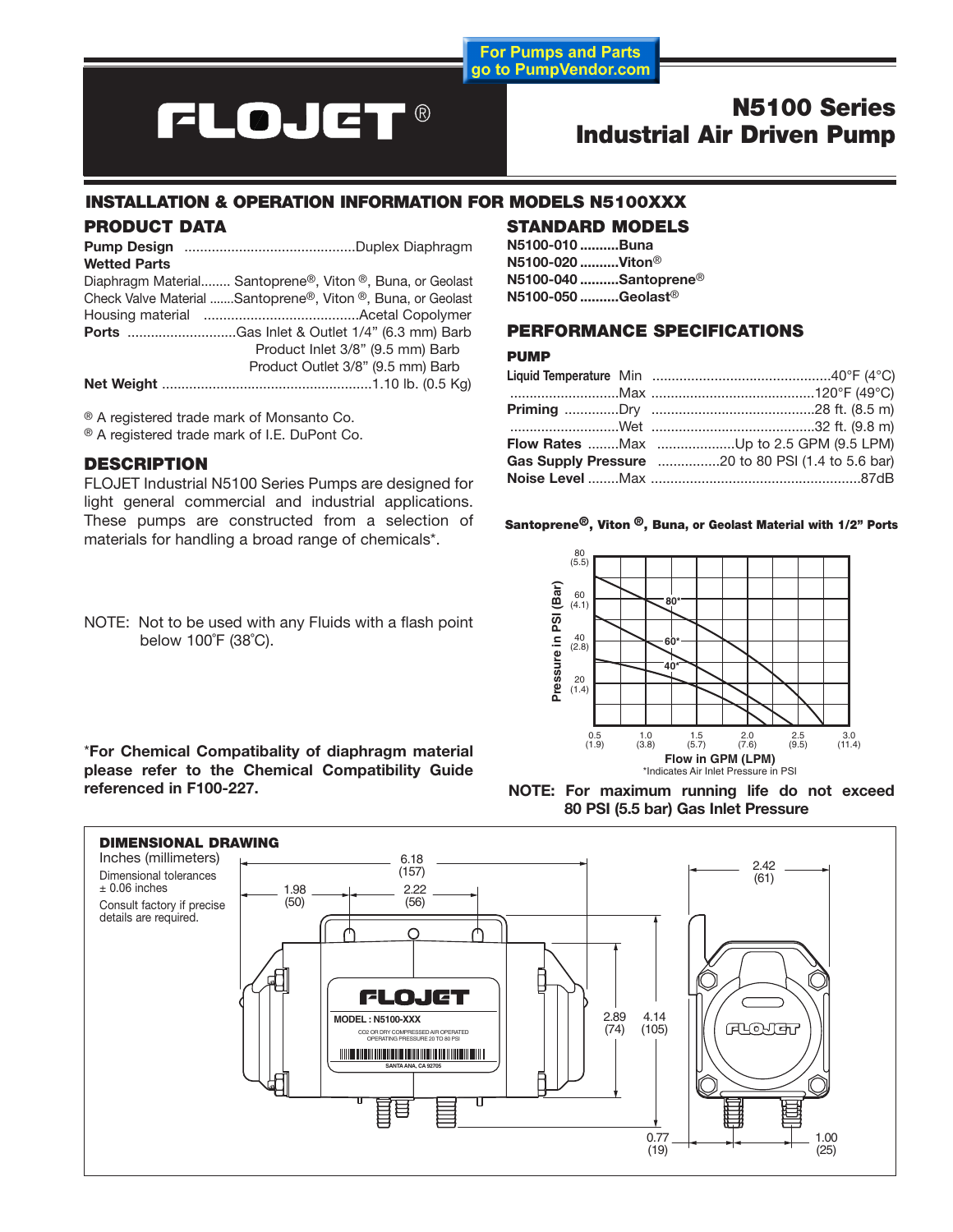For Pumps and Parts go to PumpVendor.com

# FLOJET®

# N5100 Series Industrial Air Driven Pump

## INSTALLATION & OPERATION INFORMATION FOR MODELS N5100XXX

### PRODUCT DATA

**Pump Design** ............................................Duplex Diaphragm

**Wetted Parts**

Diaphragm Material........ Santoprene®, Viton ®, Buna, or Geolast

Check Valve Material .......Santoprene®, Viton ®, Buna, or Geolast

Housing material ........................................Acetal Copolymer

**Ports** ............................Gas Inlet & Outlet 1/4" (6.3 mm) Barb

Product Inlet 3/8" (9.5 mm) Barb

Product Outlet 3/8" (9.5 mm) Barb

**Net Weight** ......................................................1.10 lb. (0.5 Kg)

® A registered trade mark of Monsanto Co.

® A registered trade mark of I.E. DuPont Co.

### DESCRIPTION

FLOJET Industrial N5100 Series Pumps are designed for light general commercial and industrial applications. These pumps are constructed from a selection of materials for handling a broad range of chemicals*.

NOTE: Not to be used with any Fluids with a flash point below 100˚F (38˚C).

***For Chemical Compatibality of diaphragm material please refer to the Chemical Compatibility Guide referenced in F100-227.**

### STANDARD MODELS

**N5100-010 ..........Buna**

**N5100-020 ..........Viton®**

**N5100-040 ..........Santoprene®**

**N5100-050 ..........Geolast®**

### PERFORMANCE SPECIFICATIONS

#### PUMP

**Liquid Temperature** Min ..............................................40°F (4°C)

............................Max ..........................................120°F (49°C)

**Priming** ..............Dry ..........................................28 ft. (8.5 m)

............................Wet ..........................................32 ft. (9.8 m)

**Flow Rates** ........Max ....................Up to 2.5 GPM (9.5 LPM)

**Gas Supply Pressure** ................20 to 80 PSI (1.4 to 5.6 bar)

**Noise Level** ........Max ......................................................87dB

**Santoprene®, Viton ®, Buna, or Geolast Material with 1/2" Ports**

Pressure in PSI (Bar): 20 (1.4), 40 (2.8), 60 (4.1), 80 (5.5)

Flow in GPM (LPM): 0.5 (1.9), 1.0 (3.8), 1.5 (5.7), 2.0 (7.6), 2.5 (9.5), 3.0 (11.4)

Curves: 80*, 60*, 40*

*Indicates Air Inlet Pressure in PSI

**NOTE: For maximum running life do not exceed 80 PSI (5.5 bar) Gas Inlet Pressure**

### DIMENSIONAL DRAWING

Inches (millimeters)

Dimensional tolerances ± 0.06 inches

Consult factory if precise details are required.

Dimensions: 6.18 (157), 1.98 (50), 2.22 (56), 2.89 (74), 4.14 (105), 0.77 (19), 2.42 (61), 1.00 (25)

FLOJET

MODEL : N5100-XXX

CO2 OR DRY COMPRESSED AIR OPERATED OPERATING PRESSURE 20 TO 80 PSI

SANTA ANA, CA 92705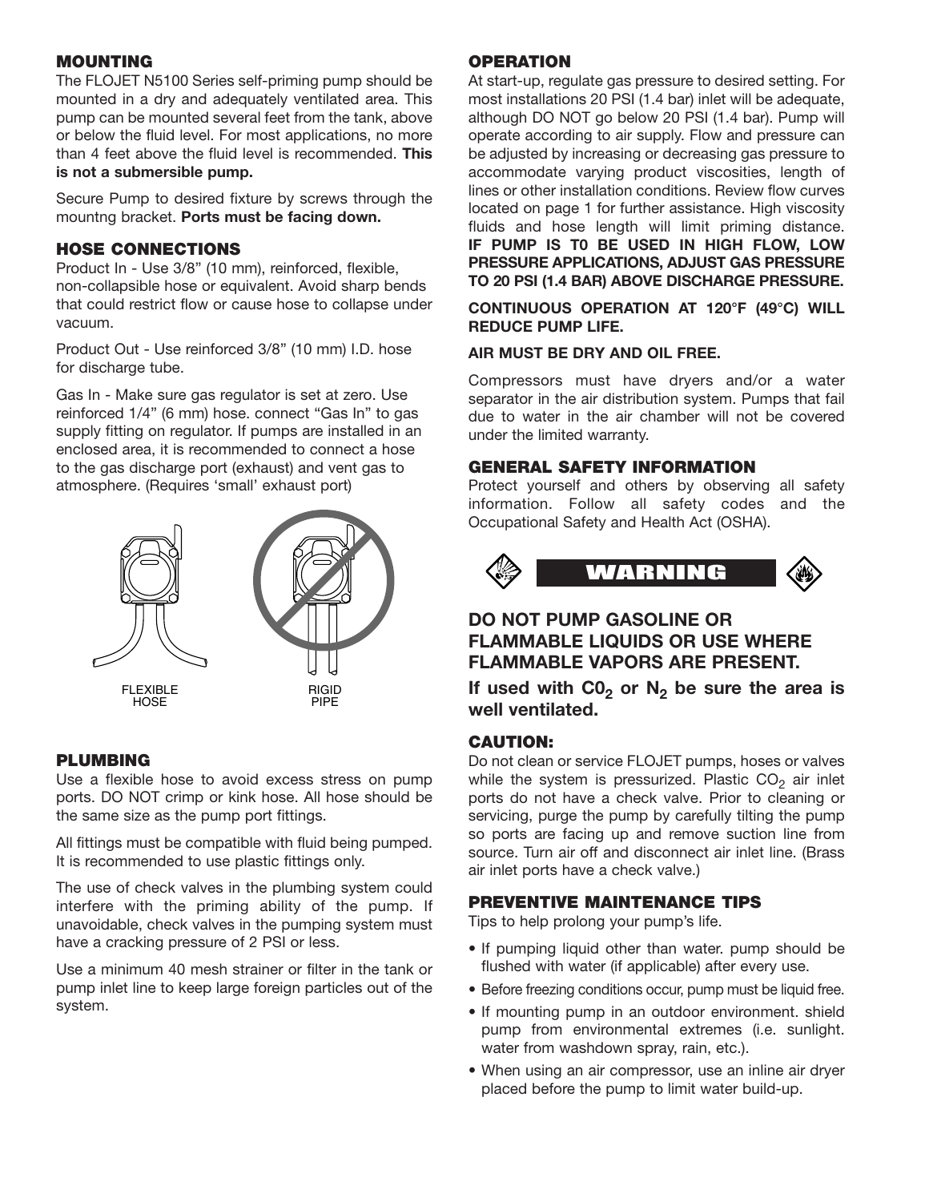## MOUNTING

The FLOJET N5100 Series self-priming pump should be mounted in a dry and adequately ventilated area. This pump can be mounted several feet from the tank, above or below the fluid level. For most applications, no more than 4 feet above the fluid level is recommended. **This is not a submersible pump.**

Secure Pump to desired fixture by screws through the mountng bracket. **Ports must be facing down.**

## HOSE CONNECTIONS

Product In - Use 3/8" (10 mm), reinforced, flexible, non-collapsible hose or equivalent. Avoid sharp bends that could restrict flow or cause hose to collapse under vacuum.

Product Out - Use reinforced 3/8" (10 mm) I.D. hose for discharge tube.

Gas In - Make sure gas regulator is set at zero. Use reinforced 1/4" (6 mm) hose. connect "Gas In" to gas supply fitting on regulator. If pumps are installed in an enclosed area, it is recommended to connect a hose to the gas discharge port (exhaust) and vent gas to atmosphere. (Requires 'small' exhaust port)

FLEXIBLE HOSE

RIGID PIPE

## PLUMBING

Use a flexible hose to avoid excess stress on pump ports. DO NOT crimp or kink hose. All hose should be the same size as the pump port fittings.

All fittings must be compatible with fluid being pumped. It is recommended to use plastic fittings only.

The use of check valves in the plumbing system could interfere with the priming ability of the pump. If unavoidable, check valves in the pumping system must have a cracking pressure of 2 PSI or less.

Use a minimum 40 mesh strainer or filter in the tank or pump inlet line to keep large foreign particles out of the system.

## OPERATION

At start-up, regulate gas pressure to desired setting. For most installations 20 PSI (1.4 bar) inlet will be adequate, although DO NOT go below 20 PSI (1.4 bar). Pump will operate according to air supply. Flow and pressure can be adjusted by increasing or decreasing gas pressure to accommodate varying product viscosities, length of lines or other installation conditions. Review flow curves located on page 1 for further assistance. High viscosity fluids and hose length will limit priming distance. **IF PUMP IS T0 BE USED IN HIGH FLOW, LOW PRESSURE APPLICATIONS, ADJUST GAS PRESSURE TO 20 PSI (1.4 BAR) ABOVE DISCHARGE PRESSURE.**

**CONTINUOUS OPERATION AT 120°F (49°C) WILL REDUCE PUMP LIFE.**

**AIR MUST BE DRY AND OIL FREE.**

Compressors must have dryers and/or a water separator in the air distribution system. Pumps that fail due to water in the air chamber will not be covered under the limited warranty.

## GENERAL SAFETY INFORMATION

Protect yourself and others by observing all safety information. Follow all safety codes and the Occupational Safety and Health Act (OSHA).

**WARNING**

**DO NOT PUMP GASOLINE OR FLAMMABLE LIQUIDS OR USE WHERE FLAMMABLE VAPORS ARE PRESENT.**

**If used with $C0_2$ or $N_2$ be sure the area is well ventilated.**

## CAUTION:

Do not clean or service FLOJET pumps, hoses or valves while the system is pressurized. Plastic $CO_2$ air inlet ports do not have a check valve. Prior to cleaning or servicing, purge the pump by carefully tilting the pump so ports are facing up and remove suction line from source. Turn air off and disconnect air inlet line. (Brass air inlet ports have a check valve.)

## PREVENTIVE MAINTENANCE TIPS

Tips to help prolong your pump's life.

- If pumping liquid other than water. pump should be flushed with water (if applicable) after every use.
- Before freezing conditions occur, pump must be liquid free.
- If mounting pump in an outdoor environment. shield pump from environmental extremes (i.e. sunlight. water from washdown spray, rain, etc.).
- When using an air compressor, use an inline air dryer placed before the pump to limit water build-up.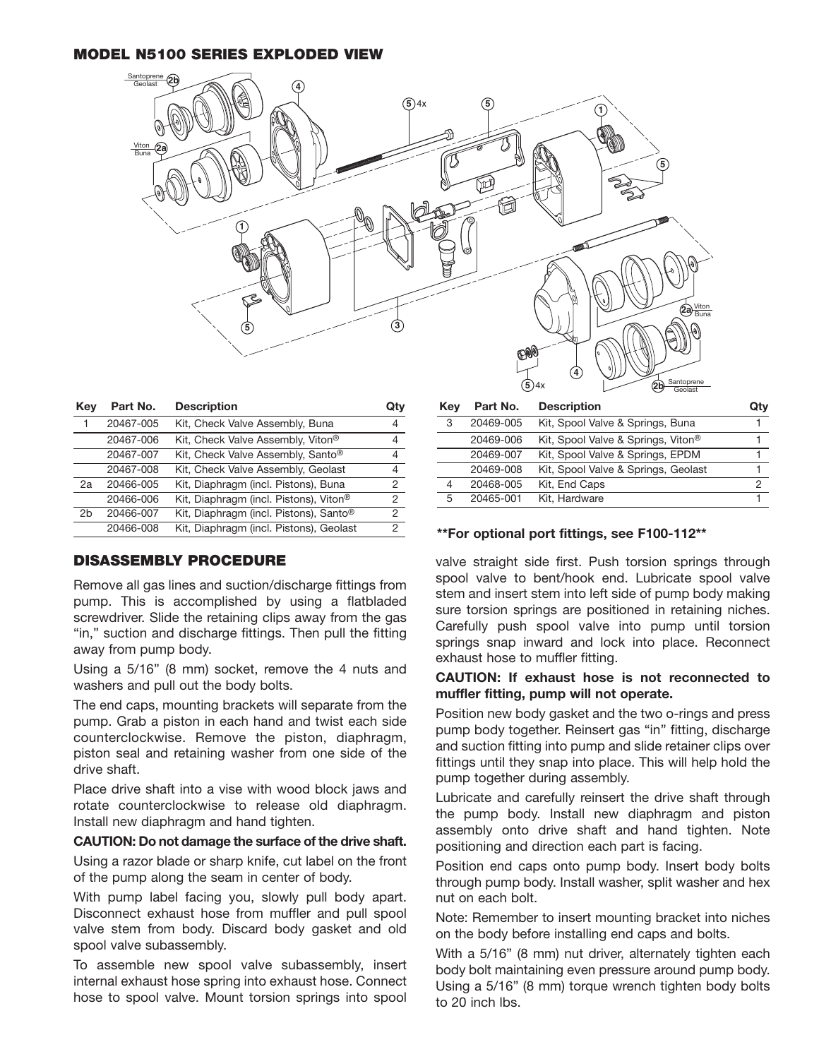## MODEL N5100 SERIES EXPLODED VIEW

| Key | Part No. | Description | Qty |
|---|---|---|---|
| 1 | 20467-005 | Kit, Check Valve Assembly, Buna | 4 |
| | 20467-006 | Kit, Check Valve Assembly, Viton® | 4 |
| | 20467-007 | Kit, Check Valve Assembly, Santo® | 4 |
| | 20467-008 | Kit, Check Valve Assembly, Geolast | 4 |
| 2a | 20466-005 | Kit, Diaphragm (incl. Pistons), Buna | 2 |
| | 20466-006 | Kit, Diaphragm (incl. Pistons), Viton® | 2 |
| 2b | 20466-007 | Kit, Diaphragm (incl. Pistons), Santo® | 2 |
| | 20466-008 | Kit, Diaphragm (incl. Pistons), Geolast | 2 |

| Key | Part No. | Description | Qty |
|---|---|---|---|
| 3 | 20469-005 | Kit, Spool Valve & Springs, Buna | 1 |
| | 20469-006 | Kit, Spool Valve & Springs, Viton® | 1 |
| | 20469-007 | Kit, Spool Valve & Springs, EPDM | 1 |
| | 20469-008 | Kit, Spool Valve & Springs, Geolast | 1 |
| 4 | 20468-005 | Kit, End Caps | 2 |
| 5 | 20465-001 | Kit, Hardware | 1 |

**\*\*For optional port fittings, see F100-112\*\***

## DISASSEMBLY PROCEDURE

Remove all gas lines and suction/discharge fittings from pump. This is accomplished by using a flatbladed screwdriver. Slide the retaining clips away from the gas "in," suction and discharge fittings. Then pull the fitting away from pump body.

Using a 5/16" (8 mm) socket, remove the 4 nuts and washers and pull out the body bolts.

The end caps, mounting brackets will separate from the pump. Grab a piston in each hand and twist each side counterclockwise. Remove the piston, diaphragm, piston seal and retaining washer from one side of the drive shaft.

Place drive shaft into a vise with wood block jaws and rotate counterclockwise to release old diaphragm. Install new diaphragm and hand tighten.

**CAUTION: Do not damage the surface of the drive shaft.**

Using a razor blade or sharp knife, cut label on the front of the pump along the seam in center of body.

With pump label facing you, slowly pull body apart. Disconnect exhaust hose from muffler and pull spool valve stem from body. Discard body gasket and old spool valve subassembly.

To assemble new spool valve subassembly, insert internal exhaust hose spring into exhaust hose. Connect hose to spool valve. Mount torsion springs into spool valve straight side first. Push torsion springs through spool valve to bent/hook end. Lubricate spool valve stem and insert stem into left side of pump body making sure torsion springs are positioned in retaining niches. Carefully push spool valve into pump until torsion springs snap inward and lock into place. Reconnect exhaust hose to muffler fitting.

**CAUTION: If exhaust hose is not reconnected to muffler fitting, pump will not operate.**

Position new body gasket and the two o-rings and press pump body together. Reinsert gas "in" fitting, discharge and suction fitting into pump and slide retainer clips over fittings until they snap into place. This will help hold the pump together during assembly.

Lubricate and carefully reinsert the drive shaft through the pump body. Install new diaphragm and piston assembly onto drive shaft and hand tighten. Note positioning and direction each part is facing.

Position end caps onto pump body. Insert body bolts through pump body. Install washer, split washer and hex nut on each bolt.

Note: Remember to insert mounting bracket into niches on the body before installing end caps and bolts.

With a 5/16" (8 mm) nut driver, alternately tighten each body bolt maintaining even pressure around pump body. Using a 5/16" (8 mm) torque wrench tighten body bolts to 20 inch lbs.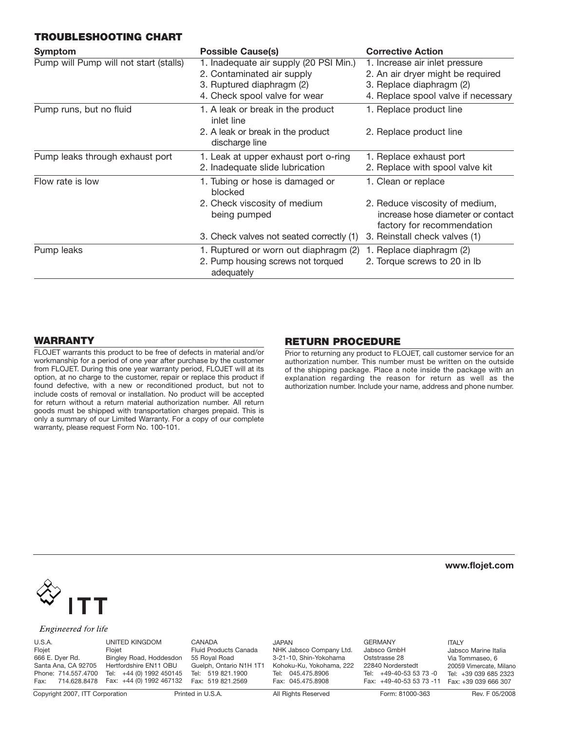## TROUBLESHOOTING CHART

| Symptom | Possible Cause(s) | Corrective Action |
|---|---|---|
| Pump will Pump will not start (stalls) | 1. Inadequate air supply (20 PSI Min.)<br>2. Contaminated air supply<br>3. Ruptured diaphragm (2)<br>4. Check spool valve for wear | 1. Increase air inlet pressure<br>2. An air dryer might be required<br>3. Replace diaphragm (2)<br>4. Replace spool valve if necessary |
| Pump runs, but no fluid | 1. A leak or break in the product inlet line<br>2. A leak or break in the product discharge line | 1. Replace product line<br>2. Replace product line |
| Pump leaks through exhaust port | 1. Leak at upper exhaust port o-ring<br>2. Inadequate slide lubrication | 1. Replace exhaust port<br>2. Replace with spool valve kit |
| Flow rate is low | 1. Tubing or hose is damaged or blocked<br>2. Check viscosity of medium being pumped<br>3. Check valves not seated correctly (1) | 1. Clean or replace<br>2. Reduce viscosity of medium, increase hose diameter or contact factory for recommendation<br>3. Reinstall check valves (1) |
| Pump leaks | 1. Ruptured or worn out diaphragm (2)<br>2. Pump housing screws not torqued adequately | 1. Replace diaphragm (2)<br>2. Torque screws to 20 in lb |

## WARRANTY

FLOJET warrants this product to be free of defects in material and/or workmanship for a period of one year after purchase by the customer from FLOJET. During this one year warranty period, FLOJET will at its option, at no charge to the customer, repair or replace this product if found defective, with a new or reconditioned product, but not to include costs of removal or installation. No product will be accepted for return without a return material authorization number. All return goods must be shipped with transportation charges prepaid. This is only a summary of our Limited Warranty. For a copy of our complete warranty, please request Form No. 100-101.

## RETURN PROCEDURE

Prior to returning any product to FLOJET, call customer service for an authorization number. This number must be written on the outside of the shipping package. Place a note inside the package with an explanation regarding the reason for return as well as the authorization number. Include your name, address and phone number.

**www.flojet.com**

ITT

*Engineered for life*

| U.S.A. | UNITED KINGDOM | CANADA | JAPAN | GERMANY | ITALY |
|---|---|---|---|---|---|
| Flojet | Flojet | Fluid Products Canada | NHK Jabsco Company Ltd. | Jabsco GmbH | Jabsco Marine Italia |
| 666 E. Dyer Rd. | Bingley Road, Hoddesdon | 55 Royal Road | 3-21-10, Shin-Yokohama | Oststrasse 28 | Via Tommaseo, 6 |
| Santa Ana, CA 92705 | Hertfordshire EN11 OBU | Guelph, Ontario N1H 1T1 | Kohoku-Ku, Yokohama, 222 | 22840 Norderstedt | 20059 Vimercate, Milano |
| Phone: 714.557.4700 | Tel: +44 (0) 1992 450145 | Tel: 519 821.1900 | Tel: 045.475.8906 | Tel: +49-40-53 53 73 -0 | Tel: +39 039 685 2323 |
| Fax: 714.628.8478 | Fax: +44 (0) 1992 467132 | Fax: 519 821.2569 | Fax: 045.475.8908 | Fax: +49-40-53 53 73 -11 | Fax: +39 039 666 307 |

Copyright 2007, ITT Corporation    Printed in U.S.A.    All Rights Reserved    Form: 81000-363    Rev. F 05/2008